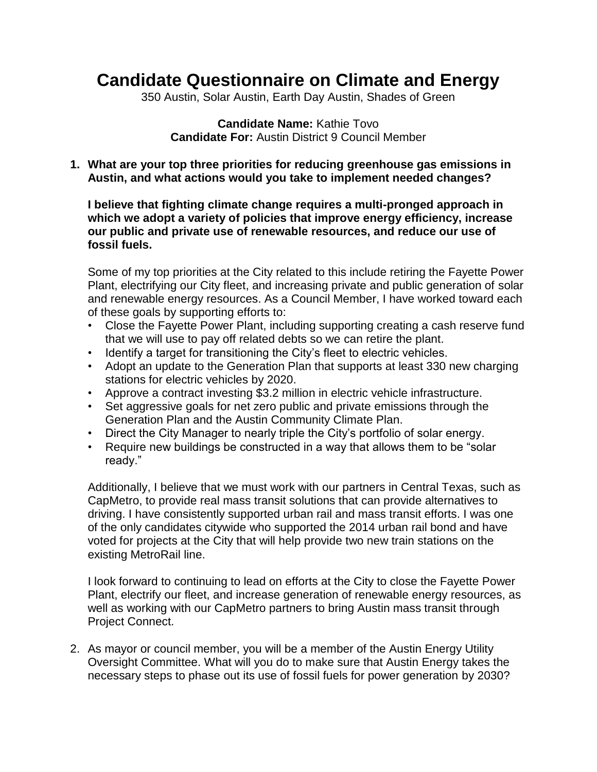# Candidate Questionnaire on Climate and Energy

350 Austin, Solar Austin, Earth Day Austin, Shades of Green

**Candidate Name:** Kathie Tovo
**Candidate For:** Austin District 9 Council Member

1. **What are your top three priorities for reducing greenhouse gas emissions in Austin, and what actions would you take to implement needed changes?**

   **I believe that fighting climate change requires a multi-pronged approach in which we adopt a variety of policies that improve energy efficiency, increase our public and private use of renewable resources, and reduce our use of fossil fuels.**

   Some of my top priorities at the City related to this include retiring the Fayette Power Plant, electrifying our City fleet, and increasing private and public generation of solar and renewable energy resources. As a Council Member, I have worked toward each of these goals by supporting efforts to:

   - Close the Fayette Power Plant, including supporting creating a cash reserve fund that we will use to pay off related debts so we can retire the plant.
   - Identify a target for transitioning the City's fleet to electric vehicles.
   - Adopt an update to the Generation Plan that supports at least 330 new charging stations for electric vehicles by 2020.
   - Approve a contract investing $3.2 million in electric vehicle infrastructure.
   - Set aggressive goals for net zero public and private emissions through the Generation Plan and the Austin Community Climate Plan.
   - Direct the City Manager to nearly triple the City's portfolio of solar energy.
   - Require new buildings be constructed in a way that allows them to be "solar ready."

   Additionally, I believe that we must work with our partners in Central Texas, such as CapMetro, to provide real mass transit solutions that can provide alternatives to driving. I have consistently supported urban rail and mass transit efforts. I was one of the only candidates citywide who supported the 2014 urban rail bond and have voted for projects at the City that will help provide two new train stations on the existing MetroRail line.

   I look forward to continuing to lead on efforts at the City to close the Fayette Power Plant, electrify our fleet, and increase generation of renewable energy resources, as well as working with our CapMetro partners to bring Austin mass transit through Project Connect.

2. As mayor or council member, you will be a member of the Austin Energy Utility Oversight Committee. What will you do to make sure that Austin Energy takes the necessary steps to phase out its use of fossil fuels for power generation by 2030?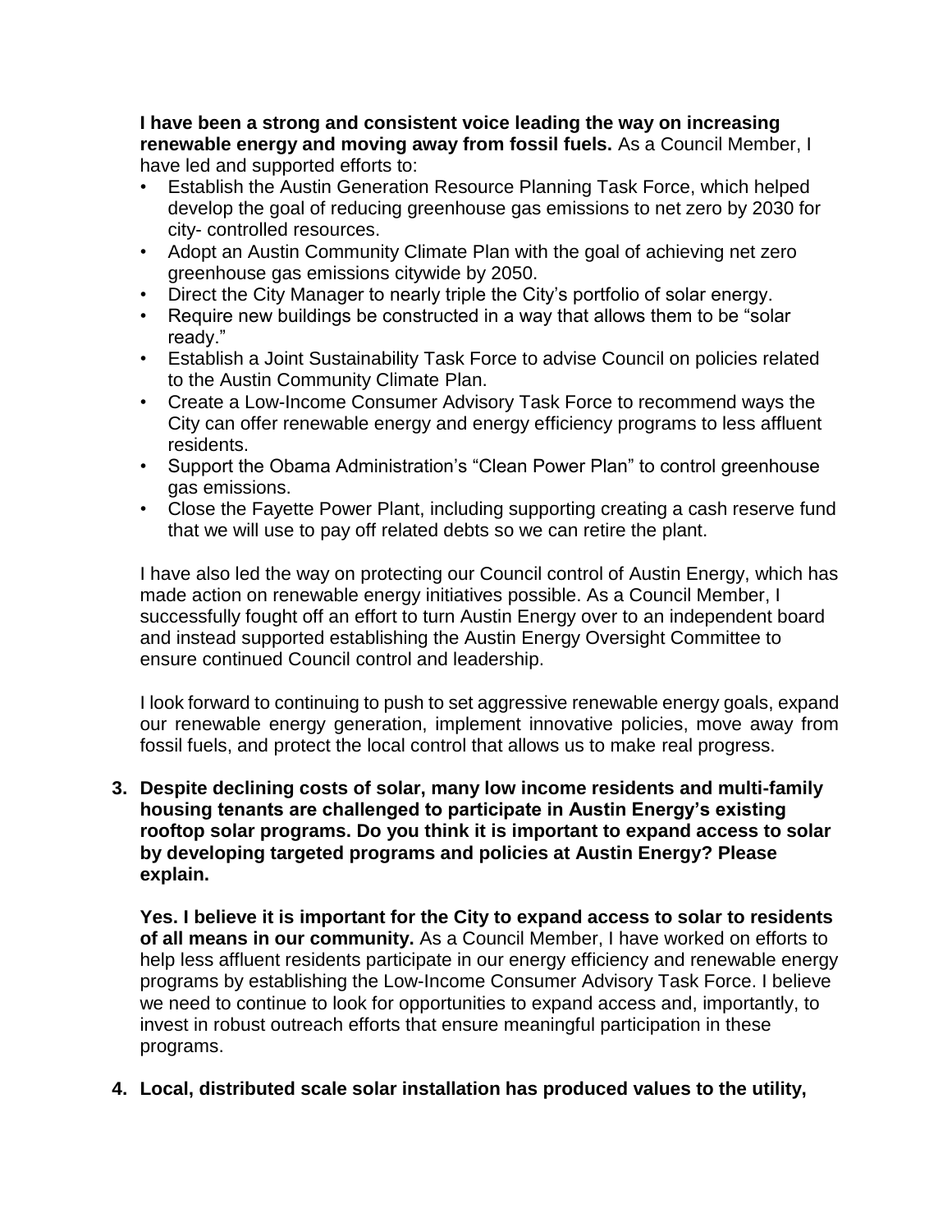**I have been a strong and consistent voice leading the way on increasing renewable energy and moving away from fossil fuels.** As a Council Member, I have led and supported efforts to:

- Establish the Austin Generation Resource Planning Task Force, which helped develop the goal of reducing greenhouse gas emissions to net zero by 2030 for city- controlled resources.
- Adopt an Austin Community Climate Plan with the goal of achieving net zero greenhouse gas emissions citywide by 2050.
- Direct the City Manager to nearly triple the City's portfolio of solar energy.
- Require new buildings be constructed in a way that allows them to be "solar ready."
- Establish a Joint Sustainability Task Force to advise Council on policies related to the Austin Community Climate Plan.
- Create a Low-Income Consumer Advisory Task Force to recommend ways the City can offer renewable energy and energy efficiency programs to less affluent residents.
- Support the Obama Administration's "Clean Power Plan" to control greenhouse gas emissions.
- Close the Fayette Power Plant, including supporting creating a cash reserve fund that we will use to pay off related debts so we can retire the plant.

I have also led the way on protecting our Council control of Austin Energy, which has made action on renewable energy initiatives possible. As a Council Member, I successfully fought off an effort to turn Austin Energy over to an independent board and instead supported establishing the Austin Energy Oversight Committee to ensure continued Council control and leadership.

I look forward to continuing to push to set aggressive renewable energy goals, expand our renewable energy generation, implement innovative policies, move away from fossil fuels, and protect the local control that allows us to make real progress.

3. **Despite declining costs of solar, many low income residents and multi-family housing tenants are challenged to participate in Austin Energy's existing rooftop solar programs. Do you think it is important to expand access to solar by developing targeted programs and policies at Austin Energy? Please explain.**

   **Yes. I believe it is important for the City to expand access to solar to residents of all means in our community.** As a Council Member, I have worked on efforts to help less affluent residents participate in our energy efficiency and renewable energy programs by establishing the Low-Income Consumer Advisory Task Force. I believe we need to continue to look for opportunities to expand access and, importantly, to invest in robust outreach efforts that ensure meaningful participation in these programs.

4. **Local, distributed scale solar installation has produced values to the utility,**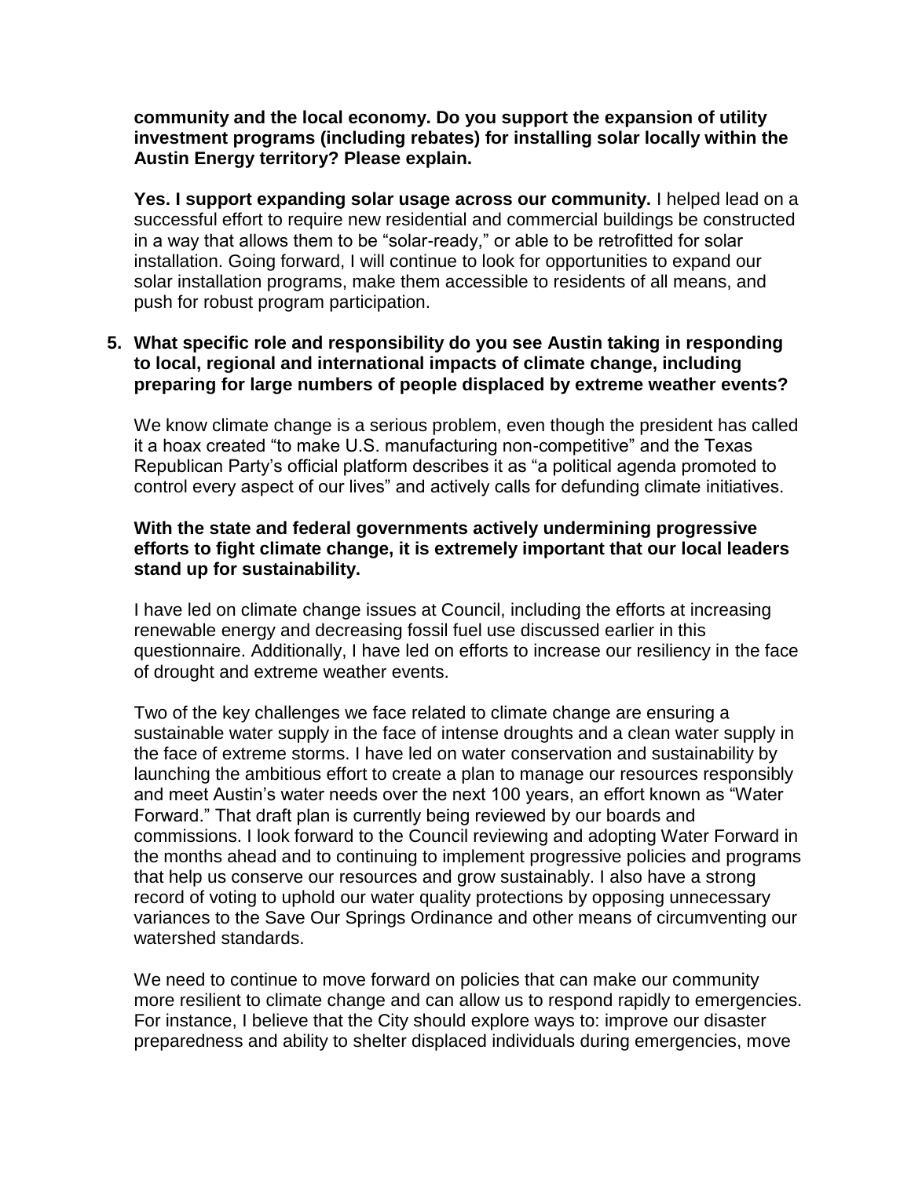**community and the local economy. Do you support the expansion of utility investment programs (including rebates) for installing solar locally within the Austin Energy territory? Please explain.**

**Yes. I support expanding solar usage across our community.** I helped lead on a successful effort to require new residential and commercial buildings be constructed in a way that allows them to be "solar-ready," or able to be retrofitted for solar installation. Going forward, I will continue to look for opportunities to expand our solar installation programs, make them accessible to residents of all means, and push for robust program participation.

5. **What specific role and responsibility do you see Austin taking in responding to local, regional and international impacts of climate change, including preparing for large numbers of people displaced by extreme weather events?**

   We know climate change is a serious problem, even though the president has called it a hoax created "to make U.S. manufacturing non-competitive" and the Texas Republican Party's official platform describes it as "a political agenda promoted to control every aspect of our lives" and actively calls for defunding climate initiatives.

   **With the state and federal governments actively undermining progressive efforts to fight climate change, it is extremely important that our local leaders stand up for sustainability.**

   I have led on climate change issues at Council, including the efforts at increasing renewable energy and decreasing fossil fuel use discussed earlier in this questionnaire. Additionally, I have led on efforts to increase our resiliency in the face of drought and extreme weather events.

   Two of the key challenges we face related to climate change are ensuring a sustainable water supply in the face of intense droughts and a clean water supply in the face of extreme storms. I have led on water conservation and sustainability by launching the ambitious effort to create a plan to manage our resources responsibly and meet Austin's water needs over the next 100 years, an effort known as "Water Forward." That draft plan is currently being reviewed by our boards and commissions. I look forward to the Council reviewing and adopting Water Forward in the months ahead and to continuing to implement progressive policies and programs that help us conserve our resources and grow sustainably. I also have a strong record of voting to uphold our water quality protections by opposing unnecessary variances to the Save Our Springs Ordinance and other means of circumventing our watershed standards.

   We need to continue to move forward on policies that can make our community more resilient to climate change and can allow us to respond rapidly to emergencies. For instance, I believe that the City should explore ways to: improve our disaster preparedness and ability to shelter displaced individuals during emergencies, move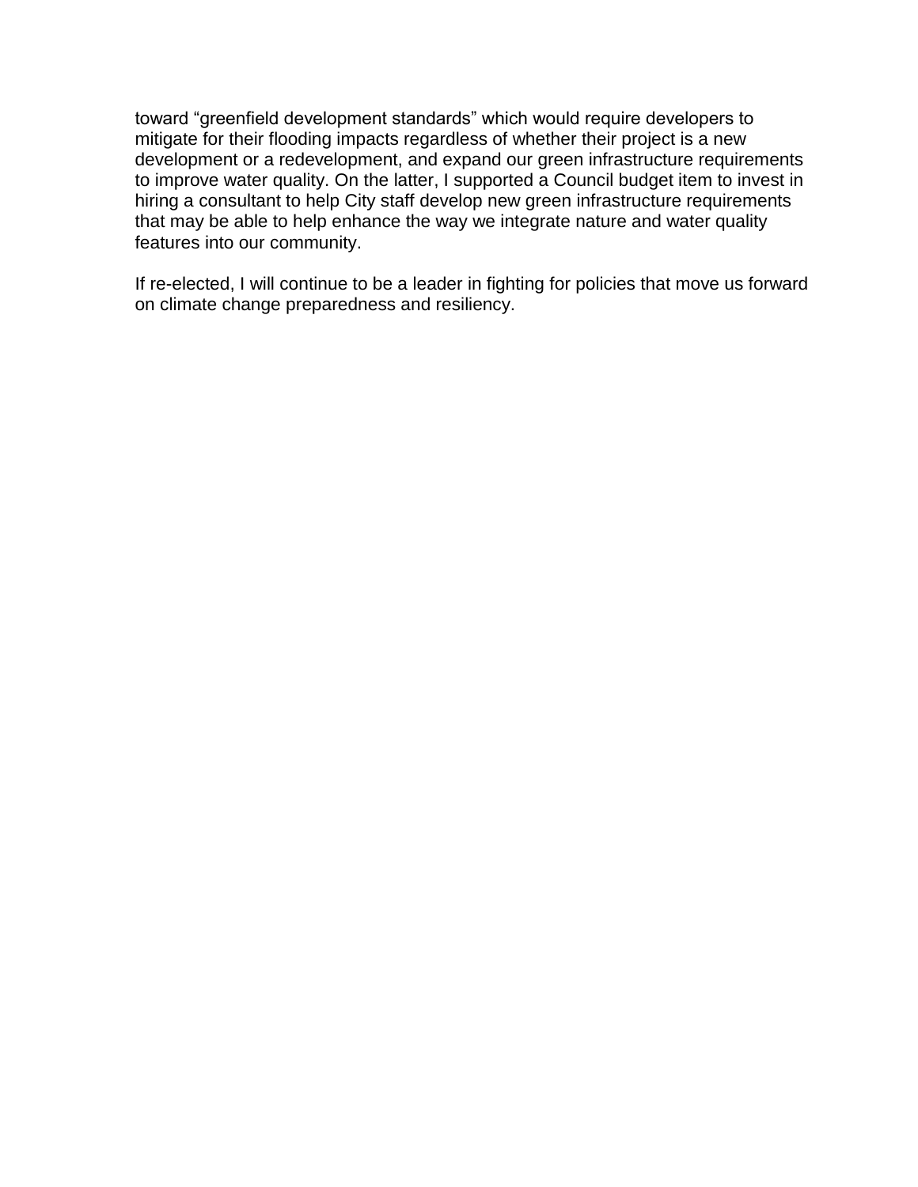toward "greenfield development standards" which would require developers to mitigate for their flooding impacts regardless of whether their project is a new development or a redevelopment, and expand our green infrastructure requirements to improve water quality. On the latter, I supported a Council budget item to invest in hiring a consultant to help City staff develop new green infrastructure requirements that may be able to help enhance the way we integrate nature and water quality features into our community.

If re-elected, I will continue to be a leader in fighting for policies that move us forward on climate change preparedness and resiliency.